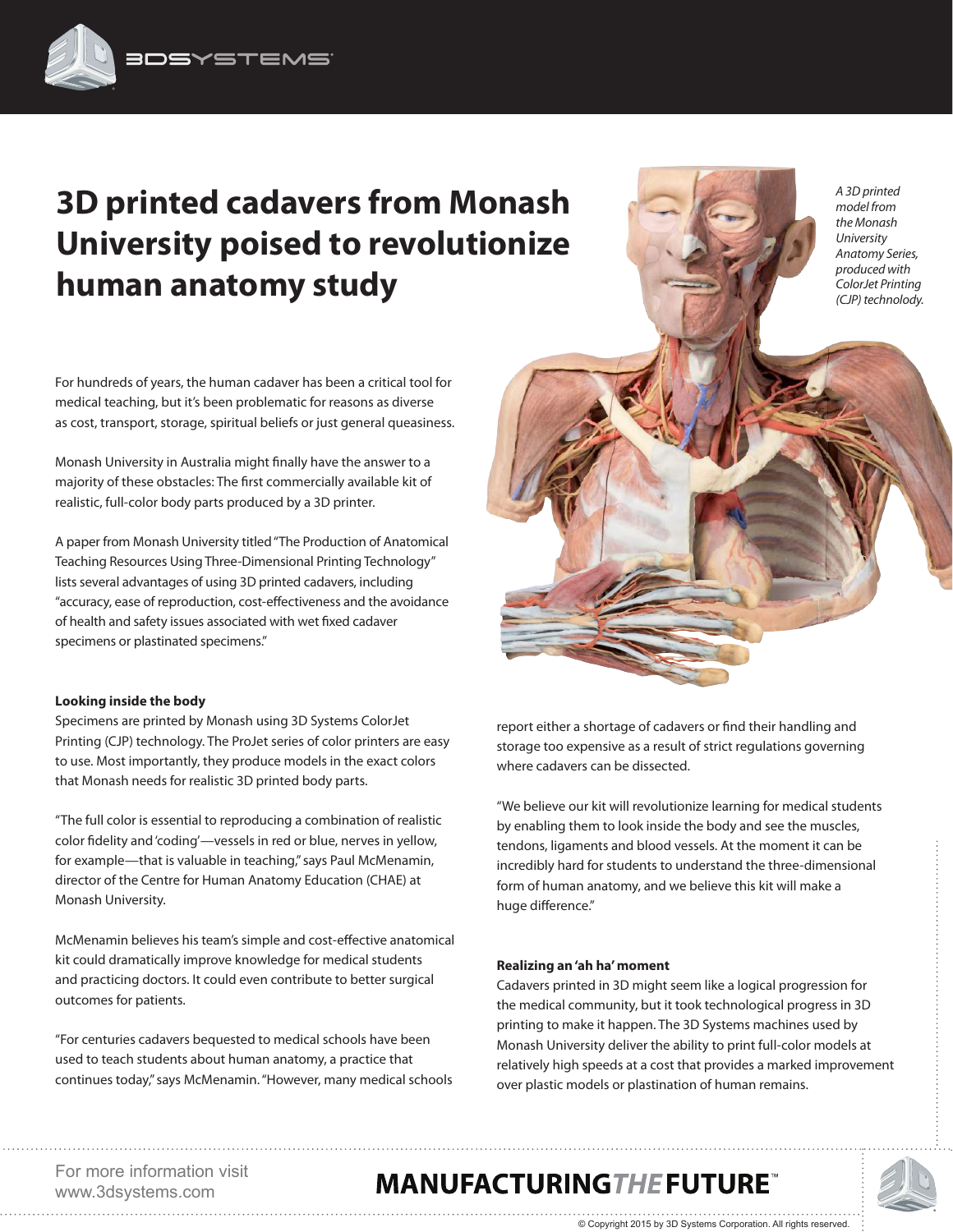# 3D printed cadavers from Monash University poised to revolutionize human anatomy study

*A 3D printed model from the Monash University Anatomy Series, produced with ColorJet Printing (CJP) technolody.*

For hundreds of years, the human cadaver has been a critical tool for medical teaching, but it's been problematic for reasons as diverse as cost, transport, storage, spiritual beliefs or just general queasiness.

Monash University in Australia might finally have the answer to a majority of these obstacles: The first commercially available kit of realistic, full-color body parts produced by a 3D printer.

A paper from Monash University titled "The Production of Anatomical Teaching Resources Using Three-Dimensional Printing Technology" lists several advantages of using 3D printed cadavers, including "accuracy, ease of reproduction, cost-effectiveness and the avoidance of health and safety issues associated with wet fixed cadaver specimens or plastinated specimens."

**Looking inside the body**

Specimens are printed by Monash using 3D Systems ColorJet Printing (CJP) technology. The ProJet series of color printers are easy to use. Most importantly, they produce models in the exact colors that Monash needs for realistic 3D printed body parts.

"The full color is essential to reproducing a combination of realistic color fidelity and 'coding'—vessels in red or blue, nerves in yellow, for example—that is valuable in teaching," says Paul McMenamin, director of the Centre for Human Anatomy Education (CHAE) at Monash University.

McMenamin believes his team's simple and cost-effective anatomical kit could dramatically improve knowledge for medical students and practicing doctors. It could even contribute to better surgical outcomes for patients.

"For centuries cadavers bequested to medical schools have been used to teach students about human anatomy, a practice that continues today," says McMenamin. "However, many medical schools report either a shortage of cadavers or find their handling and storage too expensive as a result of strict regulations governing where cadavers can be dissected.

"We believe our kit will revolutionize learning for medical students by enabling them to look inside the body and see the muscles, tendons, ligaments and blood vessels. At the moment it can be incredibly hard for students to understand the three-dimensional form of human anatomy, and we believe this kit will make a huge difference."

**Realizing an 'ah ha' moment**

Cadavers printed in 3D might seem like a logical progression for the medical community, but it took technological progress in 3D printing to make it happen. The 3D Systems machines used by Monash University deliver the ability to print full-color models at relatively high speeds at a cost that provides a marked improvement over plastic models or plastination of human remains.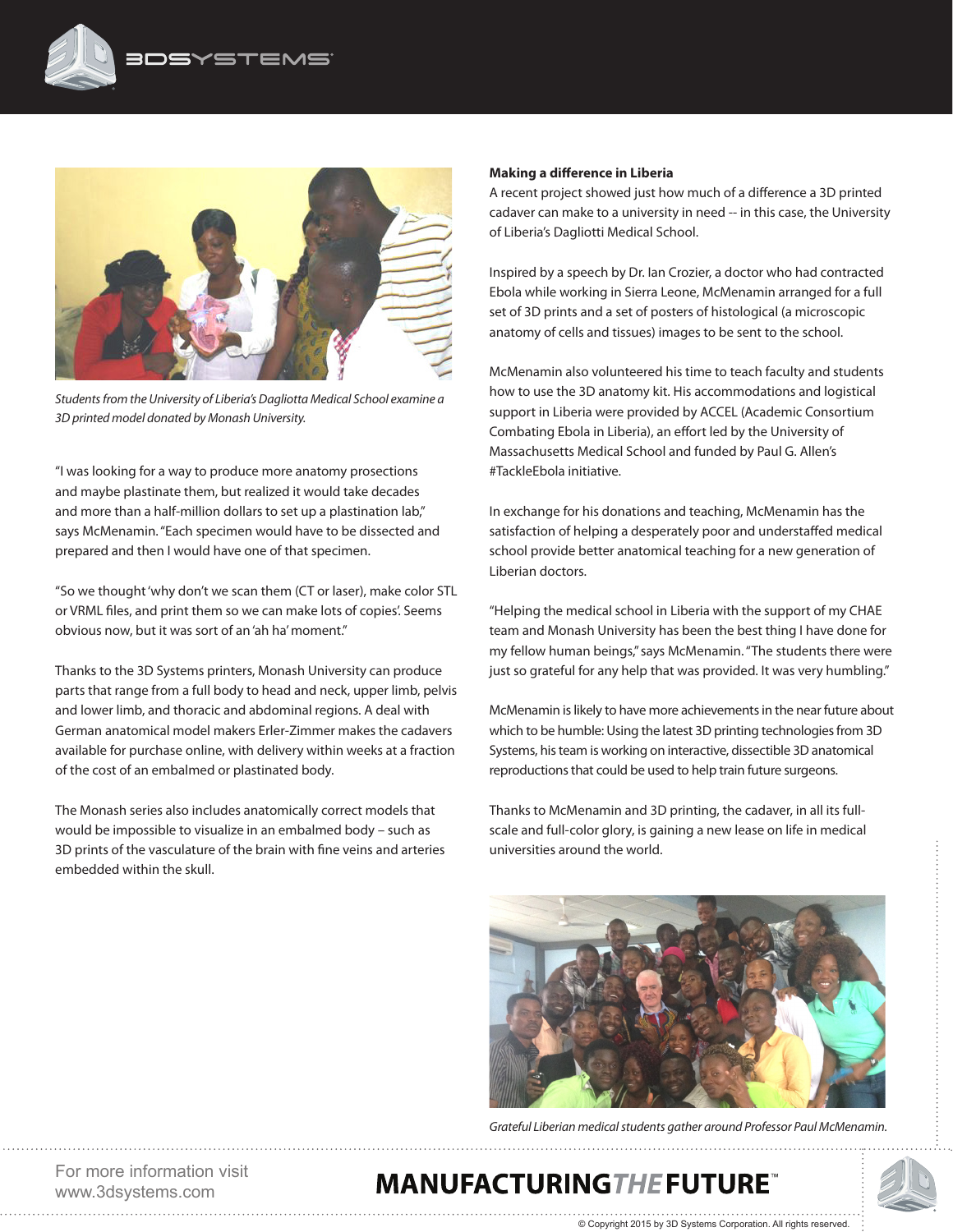*Students from the University of Liberia's Dagliotta Medical School examine a 3D printed model donated by Monash University.*

"I was looking for a way to produce more anatomy prosections and maybe plastinate them, but realized it would take decades and more than a half-million dollars to set up a plastination lab," says McMenamin. "Each specimen would have to be dissected and prepared and then I would have one of that specimen.

"So we thought 'why don't we scan them (CT or laser), make color STL or VRML files, and print them so we can make lots of copies'. Seems obvious now, but it was sort of an 'ah ha' moment."

Thanks to the 3D Systems printers, Monash University can produce parts that range from a full body to head and neck, upper limb, pelvis and lower limb, and thoracic and abdominal regions. A deal with German anatomical model makers Erler-Zimmer makes the cadavers available for purchase online, with delivery within weeks at a fraction of the cost of an embalmed or plastinated body.

The Monash series also includes anatomically correct models that would be impossible to visualize in an embalmed body – such as 3D prints of the vasculature of the brain with fine veins and arteries embedded within the skull.

**Making a difference in Liberia**

A recent project showed just how much of a difference a 3D printed cadaver can make to a university in need -- in this case, the University of Liberia's Dagliotti Medical School.

Inspired by a speech by Dr. Ian Crozier, a doctor who had contracted Ebola while working in Sierra Leone, McMenamin arranged for a full set of 3D prints and a set of posters of histological (a microscopic anatomy of cells and tissues) images to be sent to the school.

McMenamin also volunteered his time to teach faculty and students how to use the 3D anatomy kit. His accommodations and logistical support in Liberia were provided by ACCEL (Academic Consortium Combating Ebola in Liberia), an effort led by the University of Massachusetts Medical School and funded by Paul G. Allen's #TackleEbola initiative.

In exchange for his donations and teaching, McMenamin has the satisfaction of helping a desperately poor and understaffed medical school provide better anatomical teaching for a new generation of Liberian doctors.

"Helping the medical school in Liberia with the support of my CHAE team and Monash University has been the best thing I have done for my fellow human beings," says McMenamin. "The students there were just so grateful for any help that was provided. It was very humbling."

McMenamin is likely to have more achievements in the near future about which to be humble: Using the latest 3D printing technologies from 3D Systems, his team is working on interactive, dissectible 3D anatomical reproductions that could be used to help train future surgeons.

Thanks to McMenamin and 3D printing, the cadaver, in all its full-scale and full-color glory, is gaining a new lease on life in medical universities around the world.

*Grateful Liberian medical students gather around Professor Paul McMenamin.*

For more information visit
www.3dsystems.com

**MANUFACTURING*THE*FUTURE**™

© Copyright 2015 by 3D Systems Corporation. All rights reserved.